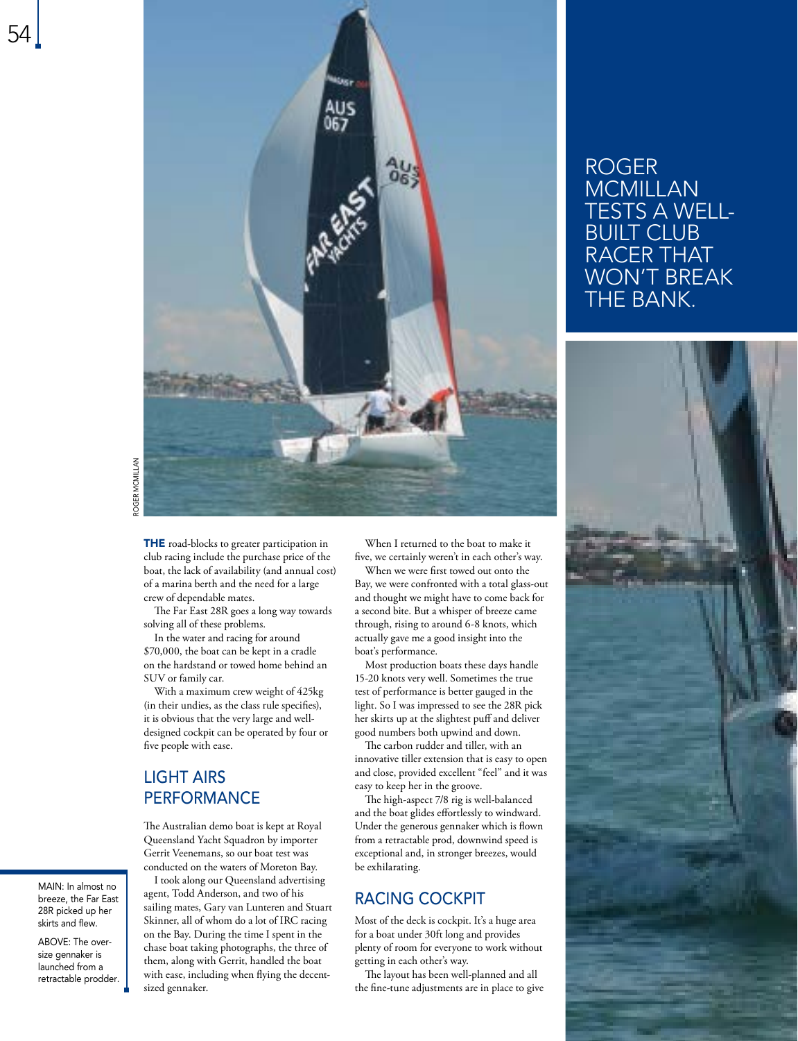ROGER MCMILLAN TESTS A WELL-BUILT CLUB RACER THAT WON'T BREAK THE BANK.

ROGER MCMILLAN

MAIN: In almost no breeze, the Far East 28R picked up her skirts and flew.

ABOVE: The over-size gennaker is launched from a retractable prodder.

**THE** road-blocks to greater participation in club racing include the purchase price of the boat, the lack of availability (and annual cost) of a marina berth and the need for a large crew of dependable mates.

The Far East 28R goes a long way towards solving all of these problems.

In the water and racing for around $70,000, the boat can be kept in a cradle on the hardstand or towed home behind an SUV or family car.

With a maximum crew weight of 425kg (in their undies, as the class rule specifies), it is obvious that the very large and well-designed cockpit can be operated by four or five people with ease.

## LIGHT AIRS PERFORMANCE

The Australian demo boat is kept at Royal Queensland Yacht Squadron by importer Gerrit Veenemans, so our boat test was conducted on the waters of Moreton Bay.

I took along our Queensland advertising agent, Todd Anderson, and two of his sailing mates, Gary van Lunteren and Stuart Skinner, all of whom do a lot of IRC racing on the Bay. During the time I spent in the chase boat taking photographs, the three of them, along with Gerrit, handled the boat with ease, including when flying the decent-sized gennaker.

When I returned to the boat to make it five, we certainly weren't in each other's way.

When we were first towed out onto the Bay, we were confronted with a total glass-out and thought we might have to come back for a second bite. But a whisper of breeze came through, rising to around 6-8 knots, which actually gave me a good insight into the boat's performance.

Most production boats these days handle 15-20 knots very well. Sometimes the true test of performance is better gauged in the light. So I was impressed to see the 28R pick her skirts up at the slightest puff and deliver good numbers both upwind and down.

The carbon rudder and tiller, with an innovative tiller extension that is easy to open and close, provided excellent "feel" and it was easy to keep her in the groove.

The high-aspect 7/8 rig is well-balanced and the boat glides effortlessly to windward. Under the generous gennaker which is flown from a retractable prod, downwind speed is exceptional and, in stronger breezes, would be exhilarating.

## RACING COCKPIT

Most of the deck is cockpit. It's a huge area for a boat under 30ft long and provides plenty of room for everyone to work without getting in each other's way.

The layout has been well-planned and all the fine-tune adjustments are in place to give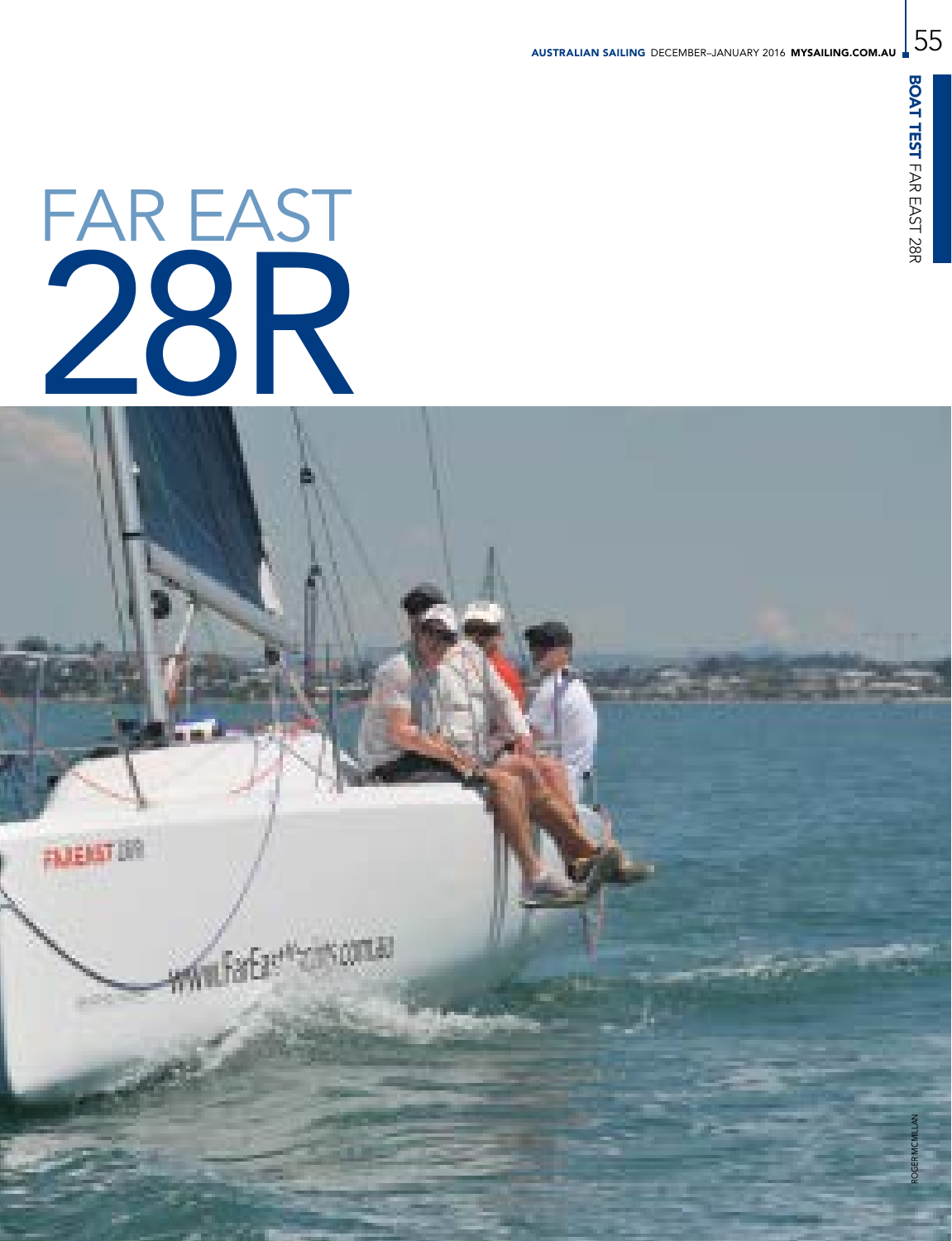# FAR EAST 28R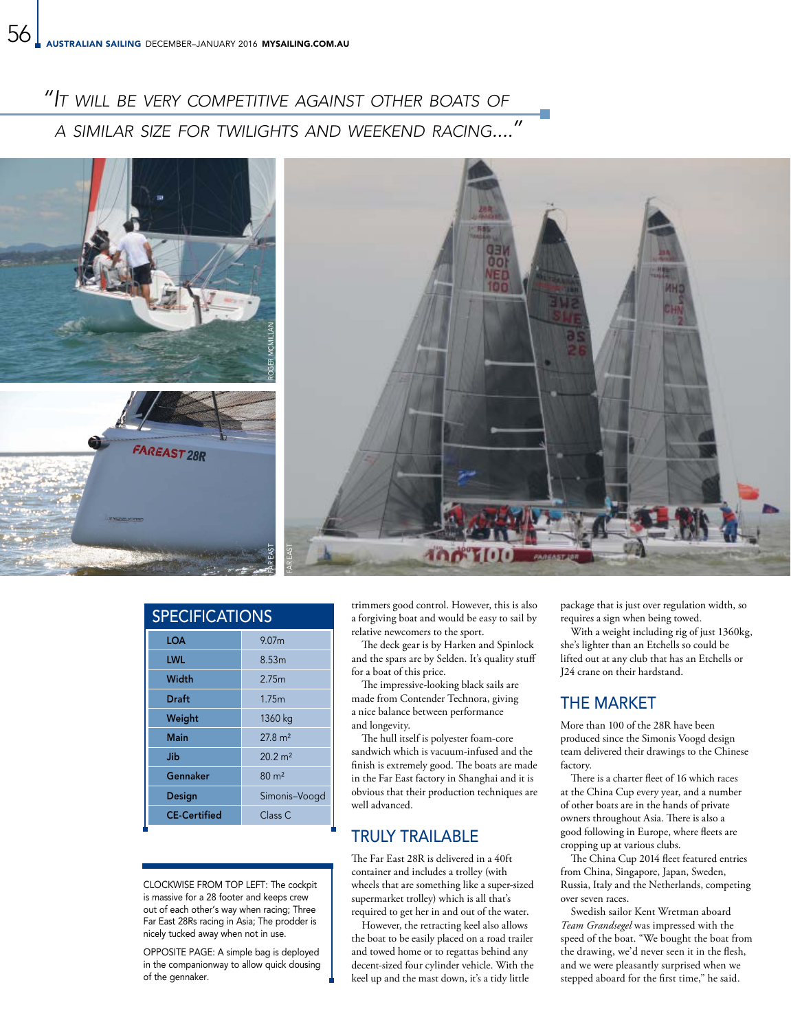*"It will be very competitive against other boats of a similar size for twilights and weekend racing...."*

## SPECIFICATIONS

| | |
|---|---|
| LOA | 9.07m |
| LWL | 8.53m |
| Width | 2.75m |
| Draft | 1.75m |
| Weight | 1360 kg |
| Main | 27.8 m² |
| Jib | 20.2 m² |
| Gennaker | 80 m² |
| Design | Simonis–Voogd |
| CE-Certified | Class C |

CLOCKWISE FROM TOP LEFT: The cockpit is massive for a 28 footer and keeps crew out of each other's way when racing; Three Far East 28Rs racing in Asia; The prodder is nicely tucked away when not in use.

OPPOSITE PAGE: A simple bag is deployed in the companionway to allow quick dousing of the gennaker.

trimmers good control. However, this is also a forgiving boat and would be easy to sail by relative newcomers to the sport.

The deck gear is by Harken and Spinlock and the spars are by Selden. It's quality stuff for a boat of this price.

The impressive-looking black sails are made from Contender Technora, giving a nice balance between performance and longevity.

The hull itself is polyester foam-core sandwich which is vacuum-infused and the finish is extremely good. The boats are made in the Far East factory in Shanghai and it is obvious that their production techniques are well advanced.

## TRULY TRAILABLE

The Far East 28R is delivered in a 40ft container and includes a trolley (with wheels that are something like a super-sized supermarket trolley) which is all that's required to get her in and out of the water.

However, the retracting keel also allows the boat to be easily placed on a road trailer and towed home or to regattas behind any decent-sized four cylinder vehicle. With the keel up and the mast down, it's a tidy little package that is just over regulation width, so requires a sign when being towed.

With a weight including rig of just 1360kg, she's lighter than an Etchells so could be lifted out at any club that has an Etchells or J24 crane on their hardstand.

## THE MARKET

More than 100 of the 28R have been produced since the Simonis Voogd design team delivered their drawings to the Chinese factory.

There is a charter fleet of 16 which races at the China Cup every year, and a number of other boats are in the hands of private owners throughout Asia. There is also a good following in Europe, where fleets are cropping up at various clubs.

The China Cup 2014 fleet featured entries from China, Singapore, Japan, Sweden, Russia, Italy and the Netherlands, competing over seven races.

Swedish sailor Kent Wretman aboard *Team Grandsegel* was impressed with the speed of the boat. "We bought the boat from the drawing, we'd never seen it in the flesh, and we were pleasantly surprised when we stepped aboard for the first time," he said.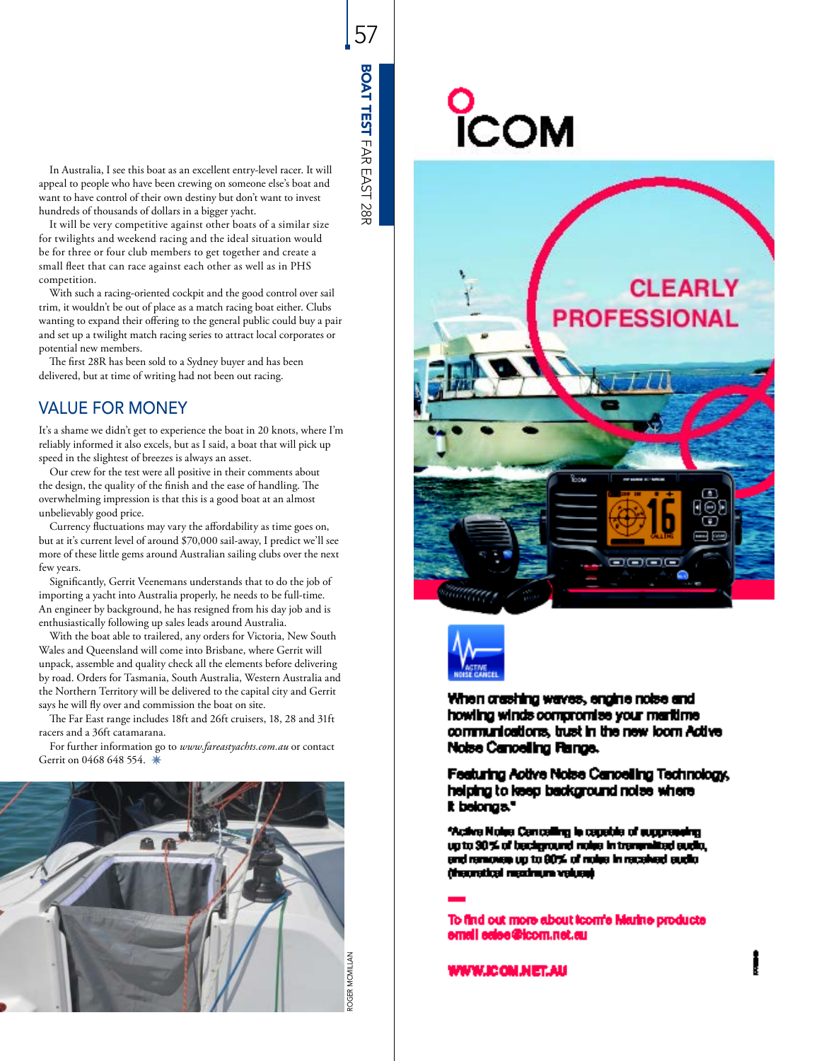In Australia, I see this boat as an excellent entry-level racer. It will appeal to people who have been crewing on someone else's boat and want to have control of their own destiny but don't want to invest hundreds of thousands of dollars in a bigger yacht.

It will be very competitive against other boats of a similar size for twilights and weekend racing and the ideal situation would be for three or four club members to get together and create a small fleet that can race against each other as well as in PHS competition.

With such a racing-oriented cockpit and the good control over sail trim, it wouldn't be out of place as a match racing boat either. Clubs wanting to expand their offering to the general public could buy a pair and set up a twilight match racing series to attract local corporates or potential new members.

The first 28R has been sold to a Sydney buyer and has been delivered, but at time of writing had not been out racing.

## VALUE FOR MONEY

It's a shame we didn't get to experience the boat in 20 knots, where I'm reliably informed it also excels, but as I said, a boat that will pick up speed in the slightest of breezes is always an asset.

Our crew for the test were all positive in their comments about the design, the quality of the finish and the ease of handling. The overwhelming impression is that this is a good boat at an almost unbelievably good price.

Currency fluctuations may vary the affordability as time goes on, but at it's current level of around $70,000 sail-away, I predict we'll see more of these little gems around Australian sailing clubs over the next few years.

Significantly, Gerrit Veenemans understands that to do the job of importing a yacht into Australia properly, he needs to be full-time. An engineer by background, he has resigned from his day job and is enthusiastically following up sales leads around Australia.

With the boat able to trailered, any orders for Victoria, New South Wales and Queensland will come into Brisbane, where Gerrit will unpack, assemble and quality check all the elements before delivering by road. Orders for Tasmania, South Australia, Western Australia and the Northern Territory will be delivered to the capital city and Gerrit says he will fly over and commission the boat on site.

The Far East range includes 18ft and 26ft cruisers, 18, 28 and 31ft racers and a 36ft catamarana.

For further information go to *www.fareastyachts.com.au* or contact Gerrit on 0468 648 554. ✳

ROGER MCMILLAN

ICOM

CLEARLY PROFESSIONAL

When crashing waves, engine noise and howling winds compromise your maritime communications, trust in the new Icom Active Noise Cancelling Range.

Featuring Active Noise Cancelling Technology, helping to keep background noise where it belongs.*

*Active Noise Cancelling is capable of suppressing up to 30% of background noise in transmitted audio, and removes up to 90% of noise in received audio (theoretical maximum values)

To find out more about Icom's Marine products email sales@icom.net.au

WWW.ICOM.NET.AU